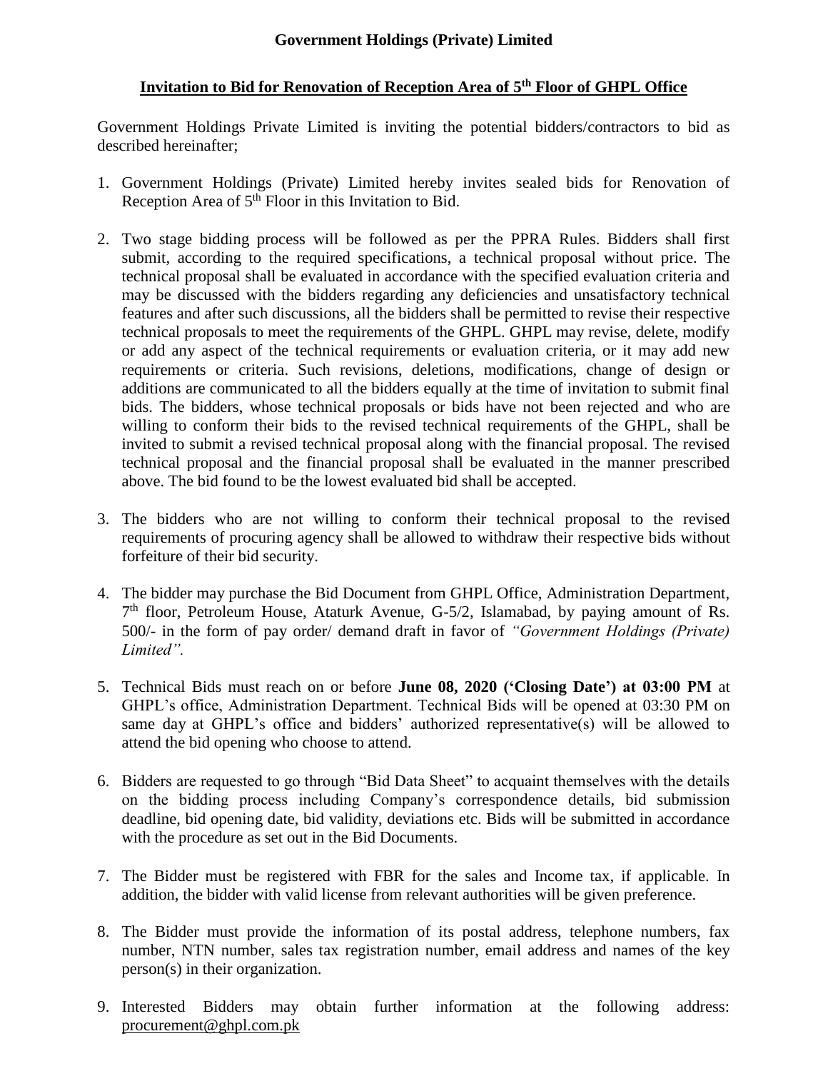**Government Holdings (Private) Limited**

**Invitation to Bid for Renovation of Reception Area of 5th Floor of GHPL Office**

Government Holdings Private Limited is inviting the potential bidders/contractors to bid as described hereinafter;

1. Government Holdings (Private) Limited hereby invites sealed bids for Renovation of Reception Area of 5th Floor in this Invitation to Bid.

2. Two stage bidding process will be followed as per the PPRA Rules. Bidders shall first submit, according to the required specifications, a technical proposal without price. The technical proposal shall be evaluated in accordance with the specified evaluation criteria and may be discussed with the bidders regarding any deficiencies and unsatisfactory technical features and after such discussions, all the bidders shall be permitted to revise their respective technical proposals to meet the requirements of the GHPL. GHPL may revise, delete, modify or add any aspect of the technical requirements or evaluation criteria, or it may add new requirements or criteria. Such revisions, deletions, modifications, change of design or additions are communicated to all the bidders equally at the time of invitation to submit final bids. The bidders, whose technical proposals or bids have not been rejected and who are willing to conform their bids to the revised technical requirements of the GHPL, shall be invited to submit a revised technical proposal along with the financial proposal. The revised technical proposal and the financial proposal shall be evaluated in the manner prescribed above. The bid found to be the lowest evaluated bid shall be accepted.

3. The bidders who are not willing to conform their technical proposal to the revised requirements of procuring agency shall be allowed to withdraw their respective bids without forfeiture of their bid security.

4. The bidder may purchase the Bid Document from GHPL Office, Administration Department, 7th floor, Petroleum House, Ataturk Avenue, G-5/2, Islamabad, by paying amount of Rs. 500/- in the form of pay order/ demand draft in favor of *"Government Holdings (Private) Limited".*

5. Technical Bids must reach on or before **June 08, 2020 ('Closing Date') at 03:00 PM** at GHPL's office, Administration Department. Technical Bids will be opened at 03:30 PM on same day at GHPL's office and bidders' authorized representative(s) will be allowed to attend the bid opening who choose to attend.

6. Bidders are requested to go through "Bid Data Sheet" to acquaint themselves with the details on the bidding process including Company's correspondence details, bid submission deadline, bid opening date, bid validity, deviations etc. Bids will be submitted in accordance with the procedure as set out in the Bid Documents.

7. The Bidder must be registered with FBR for the sales and Income tax, if applicable. In addition, the bidder with valid license from relevant authorities will be given preference.

8. The Bidder must provide the information of its postal address, telephone numbers, fax number, NTN number, sales tax registration number, email address and names of the key person(s) in their organization.

9. Interested Bidders may obtain further information at the following address: procurement@ghpl.com.pk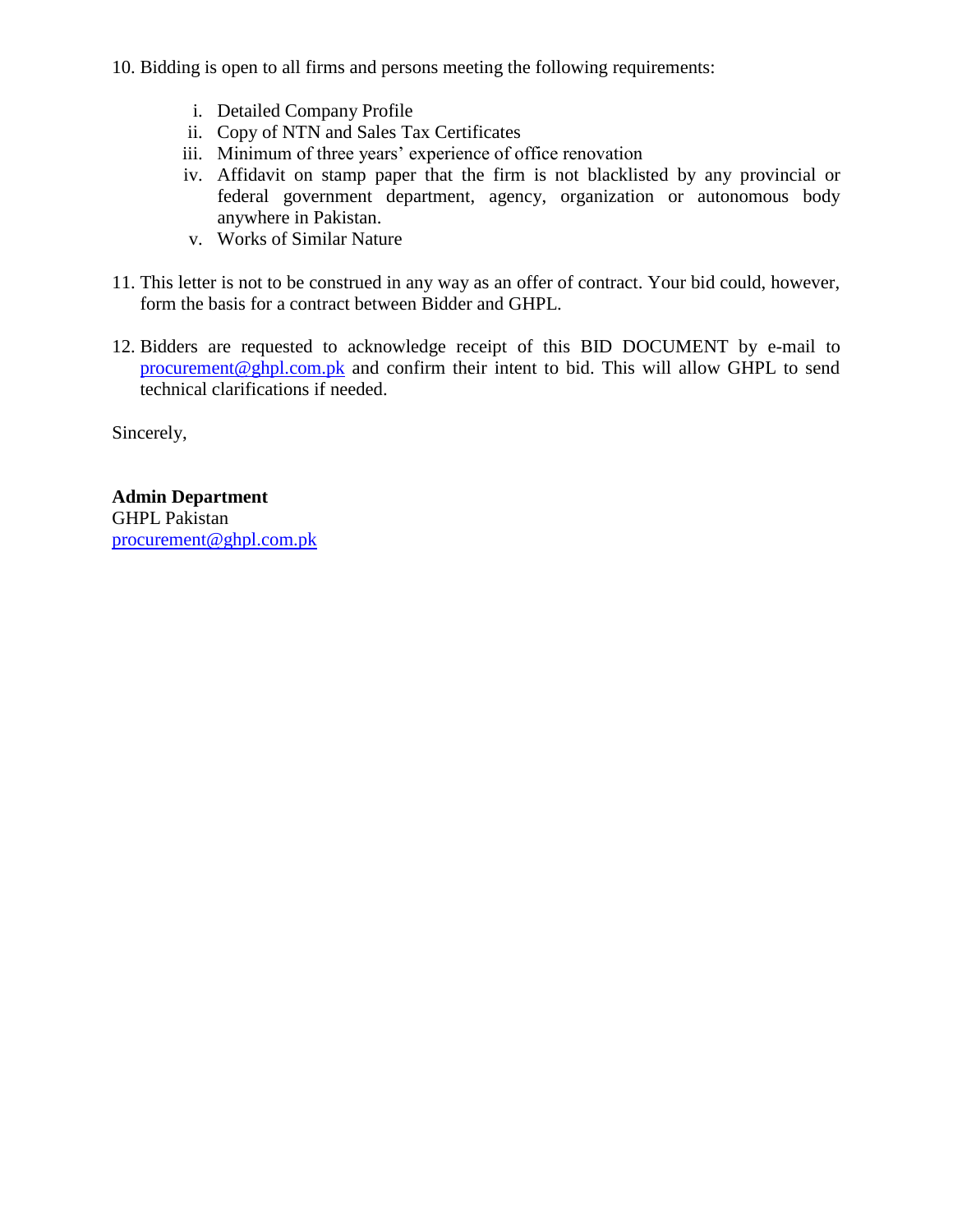10. Bidding is open to all firms and persons meeting the following requirements:

    i. Detailed Company Profile
    ii. Copy of NTN and Sales Tax Certificates
    iii. Minimum of three years' experience of office renovation
    iv. Affidavit on stamp paper that the firm is not blacklisted by any provincial or federal government department, agency, organization or autonomous body anywhere in Pakistan.
    v. Works of Similar Nature

11. This letter is not to be construed in any way as an offer of contract. Your bid could, however, form the basis for a contract between Bidder and GHPL.

12. Bidders are requested to acknowledge receipt of this BID DOCUMENT by e-mail to procurement@ghpl.com.pk and confirm their intent to bid. This will allow GHPL to send technical clarifications if needed.

Sincerely,

**Admin Department**
GHPL Pakistan
procurement@ghpl.com.pk